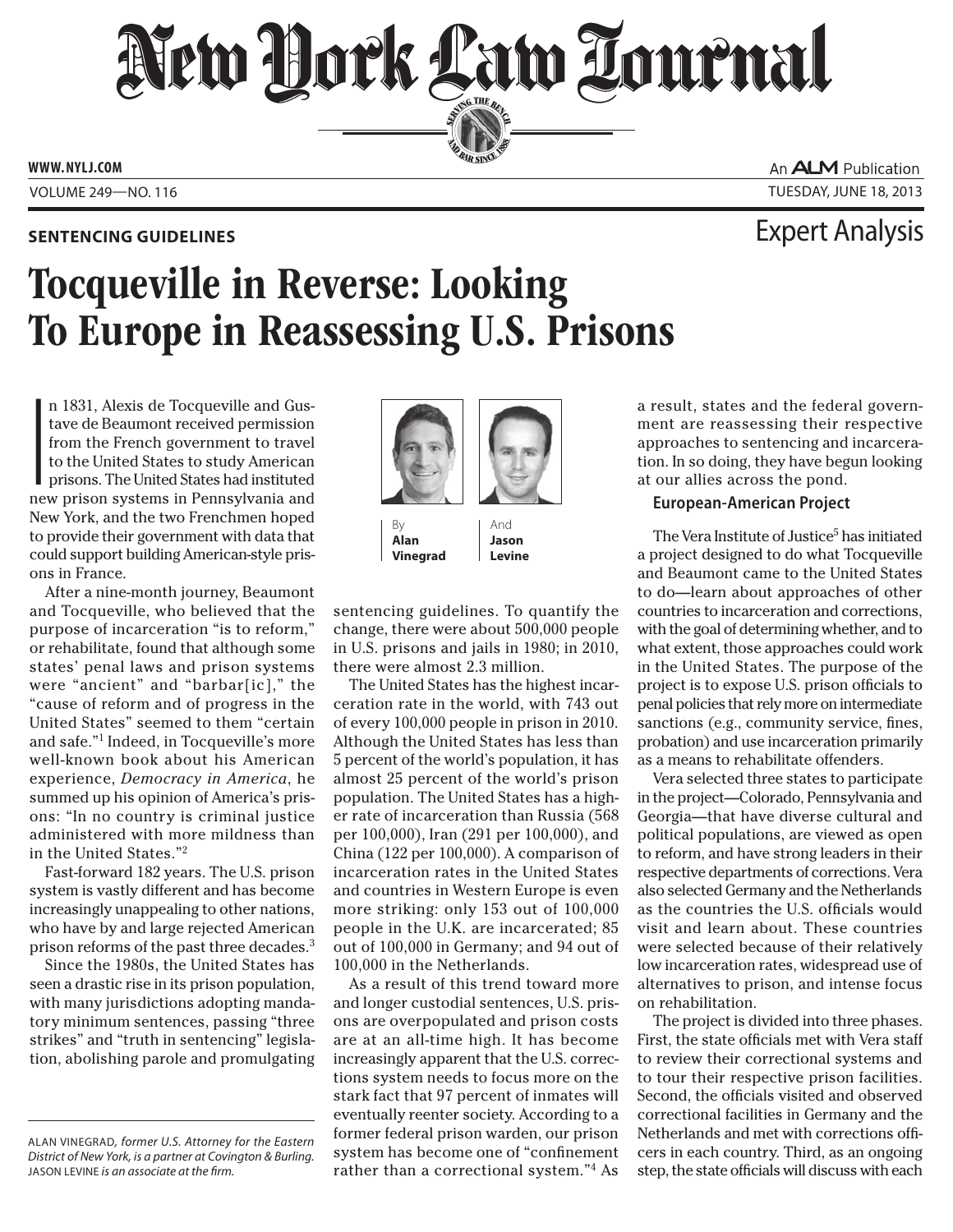# New York Law Journal

WWW.NYLJ.COM

An ALM Publication

VOLUME 249—NO. 116

TUESDAY, JUNE 18, 2013

**SENTENCING GUIDELINES**

Expert Analysis

# Tocqueville in Reverse: Looking To Europe in Reassessing U.S. Prisons

By **Alan Vinegrad** And **Jason Levine**

In 1831, Alexis de Tocqueville and Gustave de Beaumont received permission from the French government to travel to the United States to study American prisons. The United States had instituted new prison systems in Pennsylvania and New York, and the two Frenchmen hoped to provide their government with data that could support building American-style prisons in France.

After a nine-month journey, Beaumont and Tocqueville, who believed that the purpose of incarceration "is to reform," or rehabilitate, found that although some states' penal laws and prison systems were "ancient" and "barbar[ic]," the "cause of reform and of progress in the United States" seemed to them "certain and safe."[1] Indeed, in Tocqueville's more well-known book about his American experience, *Democracy in America*, he summed up his opinion of America's prisons: "In no country is criminal justice administered with more mildness than in the United States."[2]

Fast-forward 182 years. The U.S. prison system is vastly different and has become increasingly unappealing to other nations, who have by and large rejected American prison reforms of the past three decades.[3]

Since the 1980s, the United States has seen a drastic rise in its prison population, with many jurisdictions adopting mandatory minimum sentences, passing "three strikes" and "truth in sentencing" legislation, abolishing parole and promulgating sentencing guidelines. To quantify the change, there were about 500,000 people in U.S. prisons and jails in 1980; in 2010, there were almost 2.3 million.

The United States has the highest incarceration rate in the world, with 743 out of every 100,000 people in prison in 2010. Although the United States has less than 5 percent of the world's population, it has almost 25 percent of the world's prison population. The United States has a higher rate of incarceration than Russia (568 per 100,000), Iran (291 per 100,000), and China (122 per 100,000). A comparison of incarceration rates in the United States and countries in Western Europe is even more striking: only 153 out of 100,000 people in the U.K. are incarcerated; 85 out of 100,000 in Germany; and 94 out of 100,000 in the Netherlands.

As a result of this trend toward more and longer custodial sentences, U.S. prisons are overpopulated and prison costs are at an all-time high. It has become increasingly apparent that the U.S. corrections system needs to focus more on the stark fact that 97 percent of inmates will eventually reenter society. According to a former federal prison warden, our prison system has become one of "confinement rather than a correctional system."[4] As a result, states and the federal government are reassessing their respective approaches to sentencing and incarceration. In so doing, they have begun looking at our allies across the pond.

### European-American Project

The Vera Institute of Justice[5] has initiated a project designed to do what Tocqueville and Beaumont came to the United States to do—learn about approaches of other countries to incarceration and corrections, with the goal of determining whether, and to what extent, those approaches could work in the United States. The purpose of the project is to expose U.S. prison officials to penal policies that rely more on intermediate sanctions (e.g., community service, fines, probation) and use incarceration primarily as a means to rehabilitate offenders.

Vera selected three states to participate in the project—Colorado, Pennsylvania and Georgia—that have diverse cultural and political populations, are viewed as open to reform, and have strong leaders in their respective departments of corrections. Vera also selected Germany and the Netherlands as the countries the U.S. officials would visit and learn about. These countries were selected because of their relatively low incarceration rates, widespread use of alternatives to prison, and intense focus on rehabilitation.

The project is divided into three phases. First, the state officials met with Vera staff to review their correctional systems and to tour their respective prison facilities. Second, the officials visited and observed correctional facilities in Germany and the Netherlands and met with corrections officers in each country. Third, as an ongoing step, the state officials will discuss with each

---

ALAN VINEGRAD, *former U.S. Attorney for the Eastern District of New York, is a partner at Covington & Burling.* JASON LEVINE *is an associate at the firm.*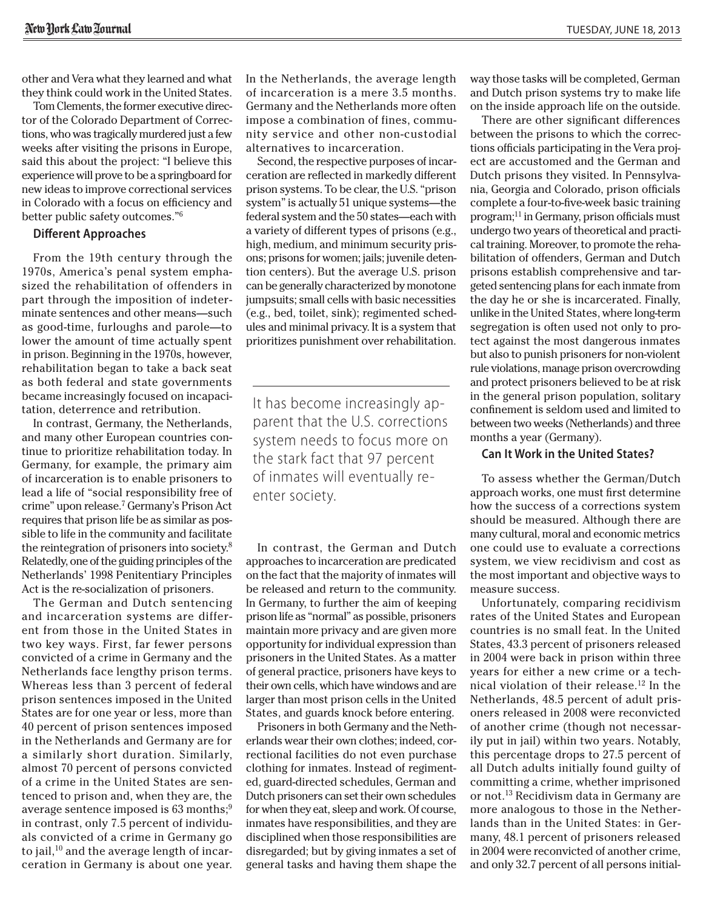other and Vera what they learned and what they think could work in the United States.

Tom Clements, the former executive director of the Colorado Department of Corrections, who was tragically murdered just a few weeks after visiting the prisons in Europe, said this about the project: "I believe this experience will prove to be a springboard for new ideas to improve correctional services in Colorado with a focus on efficiency and better public safety outcomes."[6]

### Different Approaches

From the 19th century through the 1970s, America's penal system emphasized the rehabilitation of offenders in part through the imposition of indeterminate sentences and other means—such as good-time, furloughs and parole—to lower the amount of time actually spent in prison. Beginning in the 1970s, however, rehabilitation began to take a back seat as both federal and state governments became increasingly focused on incapacitation, deterrence and retribution.

In contrast, Germany, the Netherlands, and many other European countries continue to prioritize rehabilitation today. In Germany, for example, the primary aim of incarceration is to enable prisoners to lead a life of "social responsibility free of crime" upon release.[7] Germany's Prison Act requires that prison life be as similar as possible to life in the community and facilitate the reintegration of prisoners into society.[8] Relatedly, one of the guiding principles of the Netherlands' 1998 Penitentiary Principles Act is the re-socialization of prisoners.

The German and Dutch sentencing and incarceration systems are different from those in the United States in two key ways. First, far fewer persons convicted of a crime in Germany and the Netherlands face lengthy prison terms. Whereas less than 3 percent of federal prison sentences imposed in the United States are for one year or less, more than 40 percent of prison sentences imposed in the Netherlands and Germany are for a similarly short duration. Similarly, almost 70 percent of persons convicted of a crime in the United States are sentenced to prison and, when they are, the average sentence imposed is 63 months;[9] in contrast, only 7.5 percent of individuals convicted of a crime in Germany go to jail,[10] and the average length of incarceration in Germany is about one year. In the Netherlands, the average length of incarceration is a mere 3.5 months. Germany and the Netherlands more often impose a combination of fines, community service and other non-custodial alternatives to incarceration.

Second, the respective purposes of incarceration are reflected in markedly different prison systems. To be clear, the U.S. "prison system" is actually 51 unique systems—the federal system and the 50 states—each with a variety of different types of prisons (e.g., high, medium, and minimum security prisons; prisons for women; jails; juvenile detention centers). But the average U.S. prison can be generally characterized by monotone jumpsuits; small cells with basic necessities (e.g., bed, toilet, sink); regimented schedules and minimal privacy. It is a system that prioritizes punishment over rehabilitation.

> It has become increasingly apparent that the U.S. corrections system needs to focus more on the stark fact that 97 percent of inmates will eventually reenter society.

In contrast, the German and Dutch approaches to incarceration are predicated on the fact that the majority of inmates will be released and return to the community. In Germany, to further the aim of keeping prison life as "normal" as possible, prisoners maintain more privacy and are given more opportunity for individual expression than prisoners in the United States. As a matter of general practice, prisoners have keys to their own cells, which have windows and are larger than most prison cells in the United States, and guards knock before entering.

Prisoners in both Germany and the Netherlands wear their own clothes; indeed, correctional facilities do not even purchase clothing for inmates. Instead of regimented, guard-directed schedules, German and Dutch prisoners can set their own schedules for when they eat, sleep and work. Of course, inmates have responsibilities, and they are disciplined when those responsibilities are disregarded; but by giving inmates a set of general tasks and having them shape the way those tasks will be completed, German and Dutch prison systems try to make life on the inside approach life on the outside.

There are other significant differences between the prisons to which the corrections officials participating in the Vera project are accustomed and the German and Dutch prisons they visited. In Pennsylvania, Georgia and Colorado, prison officials complete a four-to-five-week basic training program;[11] in Germany, prison officials must undergo two years of theoretical and practical training. Moreover, to promote the rehabilitation of offenders, German and Dutch prisons establish comprehensive and targeted sentencing plans for each inmate from the day he or she is incarcerated. Finally, unlike in the United States, where long-term segregation is often used not only to protect against the most dangerous inmates but also to punish prisoners for non-violent rule violations, manage prison overcrowding and protect prisoners believed to be at risk in the general prison population, solitary confinement is seldom used and limited to between two weeks (Netherlands) and three months a year (Germany).

### Can It Work in the United States?

To assess whether the German/Dutch approach works, one must first determine how the success of a corrections system should be measured. Although there are many cultural, moral and economic metrics one could use to evaluate a corrections system, we view recidivism and cost as the most important and objective ways to measure success.

Unfortunately, comparing recidivism rates of the United States and European countries is no small feat. In the United States, 43.3 percent of prisoners released in 2004 were back in prison within three years for either a new crime or a technical violation of their release.[12] In the Netherlands, 48.5 percent of adult prisoners released in 2008 were reconvicted of another crime (though not necessarily put in jail) within two years. Notably, this percentage drops to 27.5 percent of all Dutch adults initially found guilty of committing a crime, whether imprisoned or not.[13] Recidivism data in Germany are more analogous to those in the Netherlands than in the United States: in Germany, 48.1 percent of prisoners released in 2004 were reconvicted of another crime, and only 32.7 percent of all persons initial-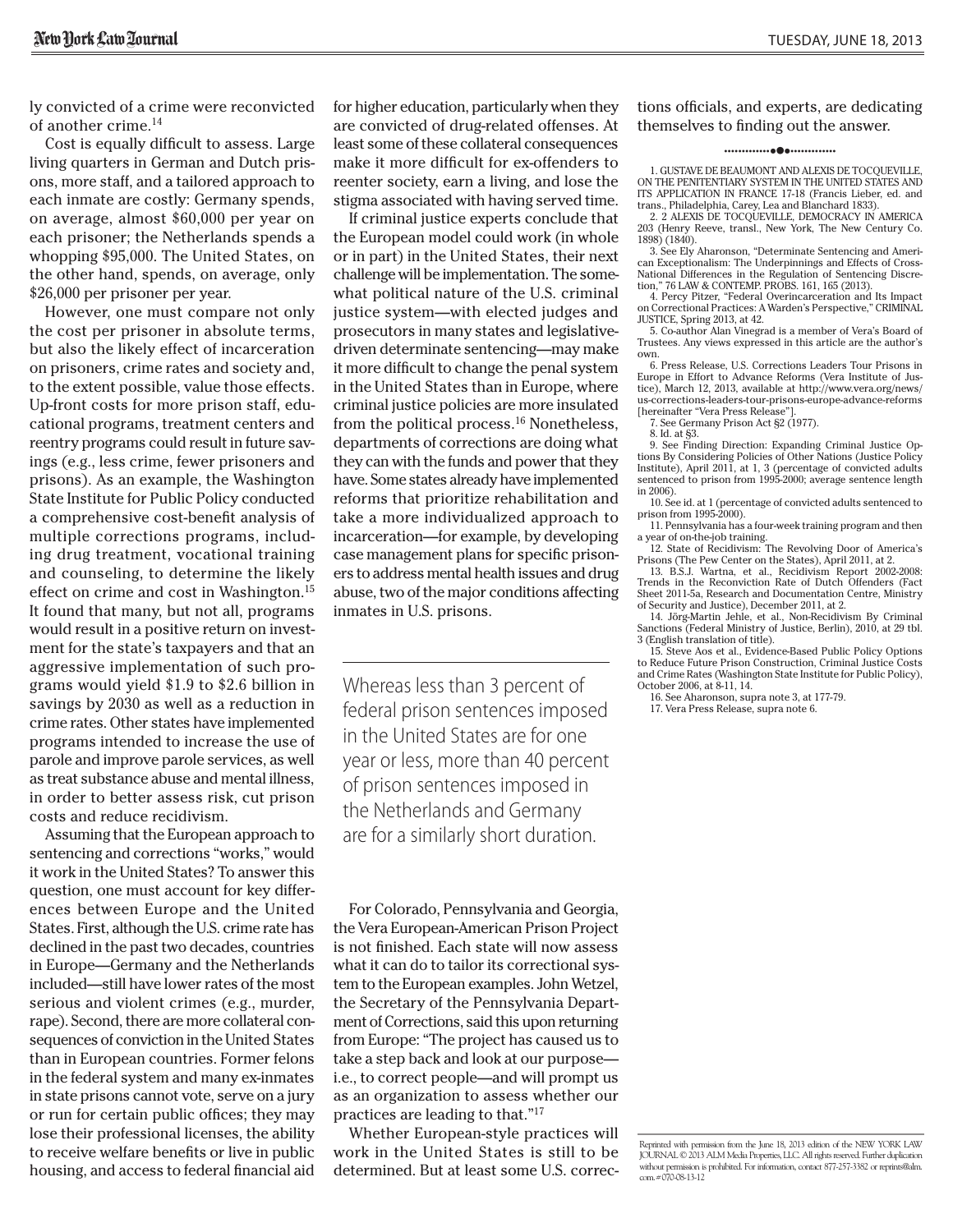ly convicted of a crime were reconvicted of another crime.[14]

Cost is equally difficult to assess. Large living quarters in German and Dutch prisons, more staff, and a tailored approach to each inmate are costly: Germany spends, on average, almost $60,000 per year on each prisoner; the Netherlands spends a whopping $95,000. The United States, on the other hand, spends, on average, only $26,000 per prisoner per year.

However, one must compare not only the cost per prisoner in absolute terms, but also the likely effect of incarceration on prisoners, crime rates and society and, to the extent possible, value those effects. Up-front costs for more prison staff, educational programs, treatment centers and reentry programs could result in future savings (e.g., less crime, fewer prisoners and prisons). As an example, the Washington State Institute for Public Policy conducted a comprehensive cost-benefit analysis of multiple corrections programs, including drug treatment, vocational training and counseling, to determine the likely effect on crime and cost in Washington.[15] It found that many, but not all, programs would result in a positive return on investment for the state's taxpayers and that an aggressive implementation of such programs would yield $1.9 to $2.6 billion in savings by 2030 as well as a reduction in crime rates. Other states have implemented programs intended to increase the use of parole and improve parole services, as well as treat substance abuse and mental illness, in order to better assess risk, cut prison costs and reduce recidivism.

Assuming that the European approach to sentencing and corrections "works," would it work in the United States? To answer this question, one must account for key differences between Europe and the United States. First, although the U.S. crime rate has declined in the past two decades, countries in Europe—Germany and the Netherlands included—still have lower rates of the most serious and violent crimes (e.g., murder, rape). Second, there are more collateral consequences of conviction in the United States than in European countries. Former felons in the federal system and many ex-inmates in state prisons cannot vote, serve on a jury or run for certain public offices; they may lose their professional licenses, the ability to receive welfare benefits or live in public housing, and access to federal financial aid for higher education, particularly when they are convicted of drug-related offenses. At least some of these collateral consequences make it more difficult for ex-offenders to reenter society, earn a living, and lose the stigma associated with having served time.

If criminal justice experts conclude that the European model could work (in whole or in part) in the United States, their next challenge will be implementation. The somewhat political nature of the U.S. criminal justice system—with elected judges and prosecutors in many states and legislative-driven determinate sentencing—may make it more difficult to change the penal system in the United States than in Europe, where criminal justice policies are more insulated from the political process.[16] Nonetheless, departments of corrections are doing what they can with the funds and power that they have. Some states already have implemented reforms that prioritize rehabilitation and take a more individualized approach to incarceration—for example, by developing case management plans for specific prisoners to address mental health issues and drug abuse, two of the major conditions affecting inmates in U.S. prisons.

> Whereas less than 3 percent of federal prison sentences imposed in the United States are for one year or less, more than 40 percent of prison sentences imposed in the Netherlands and Germany are for a similarly short duration.

For Colorado, Pennsylvania and Georgia, the Vera European-American Prison Project is not finished. Each state will now assess what it can do to tailor its correctional system to the European examples. John Wetzel, the Secretary of the Pennsylvania Department of Corrections, said this upon returning from Europe: "The project has caused us to take a step back and look at our purpose—i.e., to correct people—and will prompt us as an organization to assess whether our practices are leading to that."[17]

Whether European-style practices will work in the United States is still to be determined. But at least some U.S. corrections officials, and experts, are dedicating themselves to finding out the answer.

1. GUSTAVE DE BEAUMONT AND ALEXIS DE TOCQUEVILLE, ON THE PENITENTIARY SYSTEM IN THE UNITED STATES AND ITS APPLICATION IN FRANCE 17-18 (Francis Lieber, ed. and trans., Philadelphia, Carey, Lea and Blanchard 1833).
2. 2 ALEXIS DE TOCQUEVILLE, DEMOCRACY IN AMERICA 203 (Henry Reeve, transl., New York, The New Century Co. 1898) (1840).
3. See Ely Aharonson, "Determinate Sentencing and American Exceptionalism: The Underpinnings and Effects of Cross-National Differences in the Regulation of Sentencing Discretion," 76 LAW & CONTEMP. PROBS. 161, 165 (2013).
4. Percy Pitzer, "Federal Overincarceration and Its Impact on Correctional Practices: A Warden's Perspective," CRIMINAL JUSTICE, Spring 2013, at 42.
5. Co-author Alan Vinegrad is a member of Vera's Board of Trustees. Any views expressed in this article are the author's own.
6. Press Release, U.S. Corrections Leaders Tour Prisons in Europe in Effort to Advance Reforms (Vera Institute of Justice), March 12, 2013, available at http://www.vera.org/news/us-corrections-leaders-tour-prisons-europe-advance-reforms [hereinafter "Vera Press Release"].
7. See Germany Prison Act §2 (1977).
8. Id. at §3.
9. See Finding Direction: Expanding Criminal Justice Options By Considering Policies of Other Nations (Justice Policy Institute), April 2011, at 1, 3 (percentage of convicted adults sentenced to prison from 1995-2000; average sentence length in 2006).
10. See id. at 1 (percentage of convicted adults sentenced to prison from 1995-2000).
11. Pennsylvania has a four-week training program and then a year of on-the-job training.
12. State of Recidivism: The Revolving Door of America's Prisons (The Pew Center on the States), April 2011, at 2.
13. B.S.J. Wartna, et al., Recidivism Report 2002-2008: Trends in the Reconviction Rate of Dutch Offenders (Fact Sheet 2011-5a, Research and Documentation Centre, Ministry of Security and Justice), December 2011, at 2.
14. Jörg-Martin Jehle, et al., Non-Recidivism By Criminal Sanctions (Federal Ministry of Justice, Berlin), 2010, at 29 tbl. 3 (English translation of title).
15. Steve Aos et al., Evidence-Based Public Policy Options to Reduce Future Prison Construction, Criminal Justice Costs and Crime Rates (Washington State Institute for Public Policy), October 2006, at 8-11, 14.
16. See Aharonson, supra note 3, at 177-79.
17. Vera Press Release, supra note 6.

Reprinted with permission from the June 18, 2013 edition of the NEW YORK LAW JOURNAL © 2013 ALM Media Properties, LLC. All rights reserved. Further duplication without permission is prohibited. For information, contact 877-257-3382 or reprints@alm.com. # 070-08-13-12